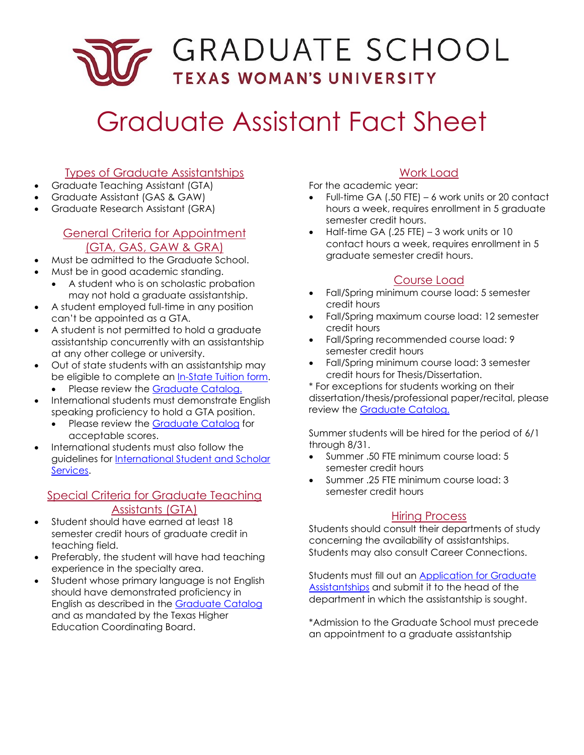# GRADUATE SCHOOL
## TEXAS WOMAN'S UNIVERSITY

# Graduate Assistant Fact Sheet

## Types of Graduate Assistantships

- Graduate Teaching Assistant (GTA)
- Graduate Assistant (GAS & GAW)
- Graduate Research Assistant (GRA)

## General Criteria for Appointment (GTA, GAS, GAW & GRA)

- Must be admitted to the Graduate School.
- Must be in good academic standing.
  - A student who is on scholastic probation may not hold a graduate assistantship.
- A student employed full-time in any position can't be appointed as a GTA.
- A student is not permitted to hold a graduate assistantship concurrently with an assistantship at any other college or university.
- Out of state students with an assistantship may be eligible to complete an In-State Tuition form.
  - Please review the Graduate Catalog.
- International students must demonstrate English speaking proficiency to hold a GTA position.
  - Please review the Graduate Catalog for acceptable scores.
- International students must also follow the guidelines for International Student and Scholar Services.

## Special Criteria for Graduate Teaching Assistants (GTA)

- Student should have earned at least 18 semester credit hours of graduate credit in teaching field.
- Preferably, the student will have had teaching experience in the specialty area.
- Student whose primary language is not English should have demonstrated proficiency in English as described in the Graduate Catalog and as mandated by the Texas Higher Education Coordinating Board.

## Work Load

For the academic year:

- Full-time GA (.50 FTE) – 6 work units or 20 contact hours a week, requires enrollment in 5 graduate semester credit hours.
- Half-time GA (.25 FTE) – 3 work units or 10 contact hours a week, requires enrollment in 5 graduate semester credit hours.

## Course Load

- Fall/Spring minimum course load: 5 semester credit hours
- Fall/Spring maximum course load: 12 semester credit hours
- Fall/Spring recommended course load: 9 semester credit hours
- Fall/Spring minimum course load: 3 semester credit hours for Thesis/Dissertation.

* For exceptions for students working on their dissertation/thesis/professional paper/recital, please review the Graduate Catalog.

Summer students will be hired for the period of 6/1 through 8/31.

- Summer .50 FTE minimum course load: 5 semester credit hours
- Summer .25 FTE minimum course load: 3 semester credit hours

## Hiring Process

Students should consult their departments of study concerning the availability of assistantships. Students may also consult Career Connections.

Students must fill out an Application for Graduate Assistantships and submit it to the head of the department in which the assistantship is sought.

*Admission to the Graduate School must precede an appointment to a graduate assistantship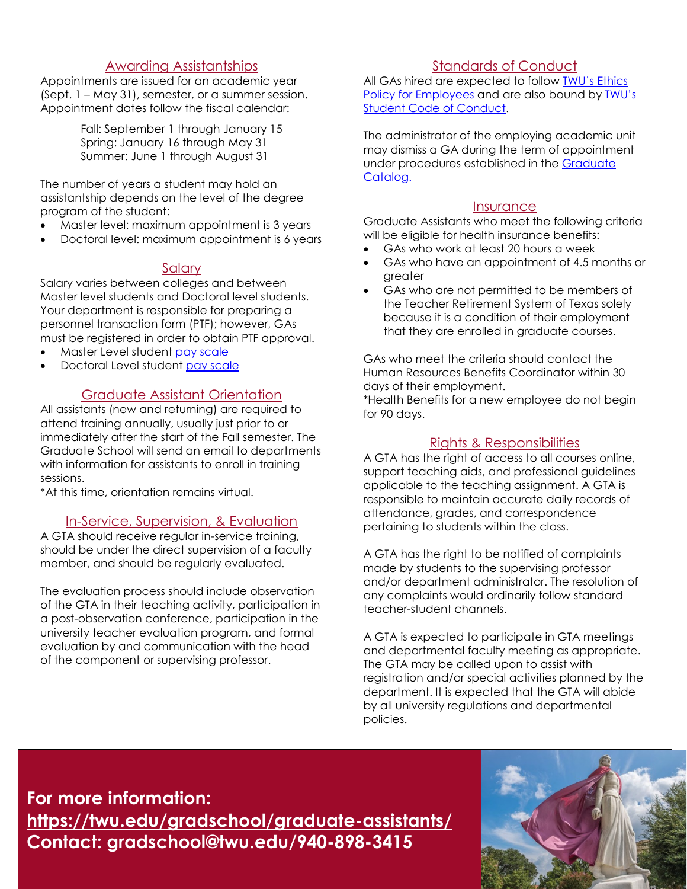## Awarding Assistantships

Appointments are issued for an academic year (Sept. 1 – May 31), semester, or a summer session. Appointment dates follow the fiscal calendar:

Fall: September 1 through January 15
Spring: January 16 through May 31
Summer: June 1 through August 31

The number of years a student may hold an assistantship depends on the level of the degree program of the student:

- Master level: maximum appointment is 3 years
- Doctoral level: maximum appointment is 6 years

## Salary

Salary varies between colleges and between Master level students and Doctoral level students. Your department is responsible for preparing a personnel transaction form (PTF); however, GAs must be registered in order to obtain PTF approval.

- Master Level student pay scale
- Doctoral Level student pay scale

## Graduate Assistant Orientation

All assistants (new and returning) are required to attend training annually, usually just prior to or immediately after the start of the Fall semester. The Graduate School will send an email to departments with information for assistants to enroll in training sessions.

*At this time, orientation remains virtual.

## In-Service, Supervision, & Evaluation

A GTA should receive regular in-service training, should be under the direct supervision of a faculty member, and should be regularly evaluated.

The evaluation process should include observation of the GTA in their teaching activity, participation in a post-observation conference, participation in the university teacher evaluation program, and formal evaluation by and communication with the head of the component or supervising professor.

## Standards of Conduct

All GAs hired are expected to follow TWU's Ethics Policy for Employees and are also bound by TWU's Student Code of Conduct.

The administrator of the employing academic unit may dismiss a GA during the term of appointment under procedures established in the Graduate Catalog.

## Insurance

Graduate Assistants who meet the following criteria will be eligible for health insurance benefits:

- GAs who work at least 20 hours a week
- GAs who have an appointment of 4.5 months or greater
- GAs who are not permitted to be members of the Teacher Retirement System of Texas solely because it is a condition of their employment that they are enrolled in graduate courses.

GAs who meet the criteria should contact the Human Resources Benefits Coordinator within 30 days of their employment.

*Health Benefits for a new employee do not begin for 90 days.

## Rights & Responsibilities

A GTA has the right of access to all courses online, support teaching aids, and professional guidelines applicable to the teaching assignment. A GTA is responsible to maintain accurate daily records of attendance, grades, and correspondence pertaining to students within the class.

A GTA has the right to be notified of complaints made by students to the supervising professor and/or department administrator. The resolution of any complaints would ordinarily follow standard teacher-student channels.

A GTA is expected to participate in GTA meetings and departmental faculty meeting as appropriate. The GTA may be called upon to assist with registration and/or special activities planned by the department. It is expected that the GTA will abide by all university regulations and departmental policies.

**For more information:**
**https://twu.edu/gradschool/graduate-assistants/**
**Contact: gradschool@twu.edu/940-898-3415**